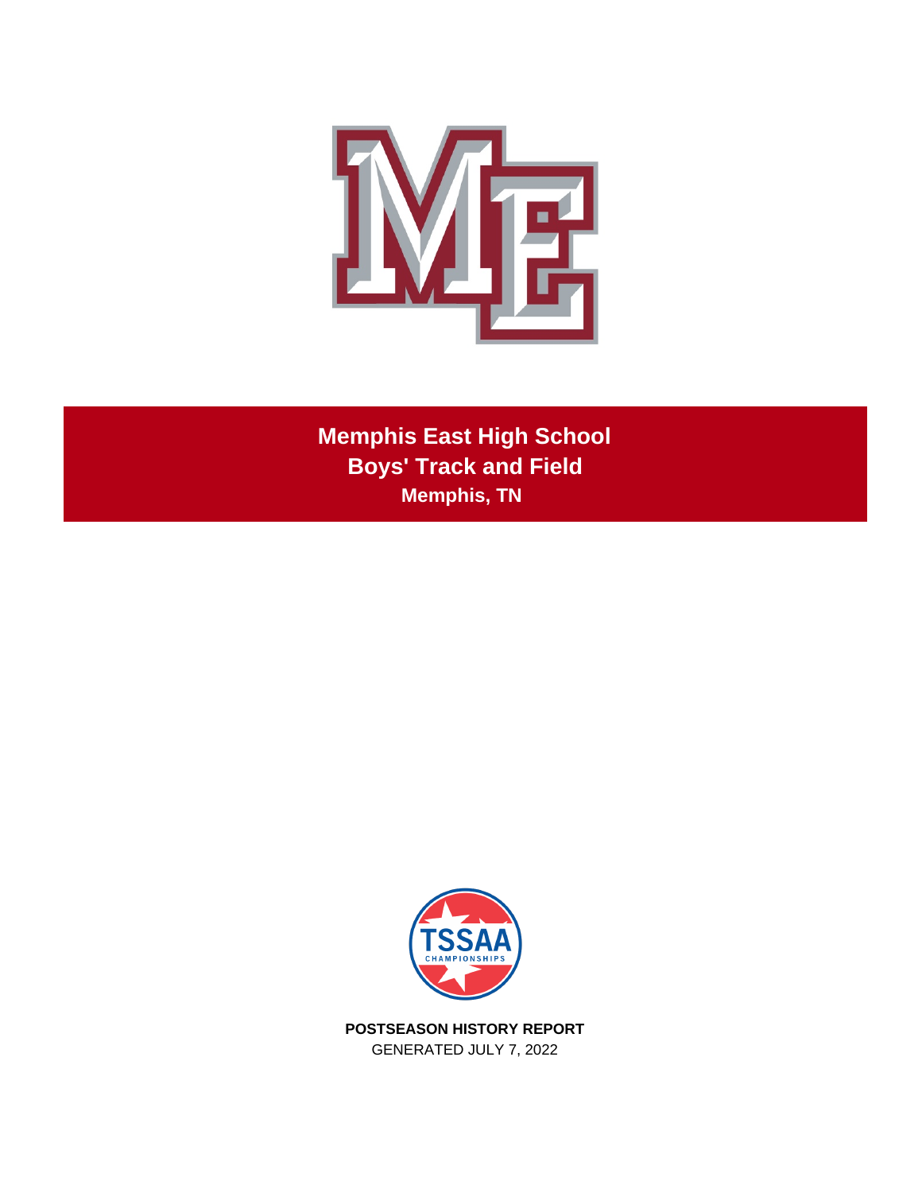# Memphis East High School

## Boys' Track and Field

### Memphis, TN

**POSTSEASON HISTORY REPORT**

GENERATED JULY 7, 2022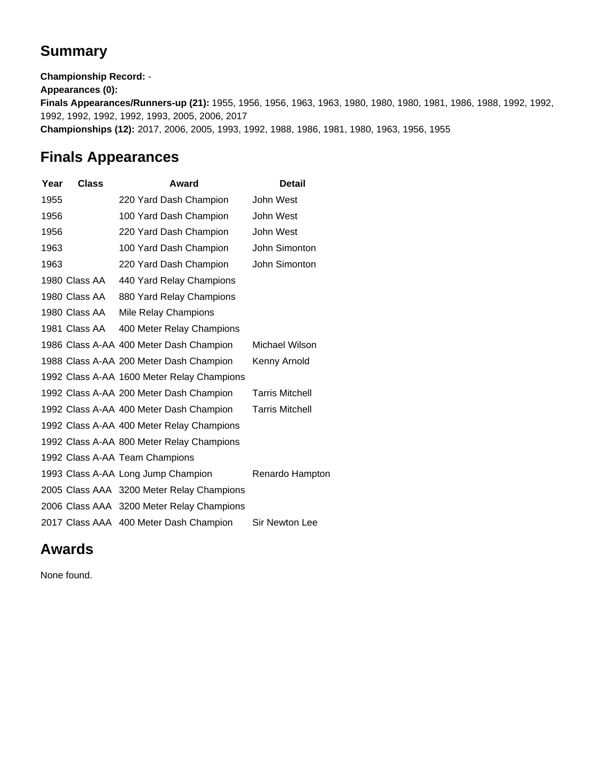## Summary

**Championship Record:** -
**Appearances (0):**
**Finals Appearances/Runners-up (21):** 1955, 1956, 1956, 1963, 1963, 1980, 1980, 1980, 1981, 1986, 1988, 1992, 1992, 1992, 1992, 1992, 1992, 1993, 2005, 2006, 2017
**Championships (12):** 2017, 2006, 2005, 1993, 1992, 1988, 1986, 1981, 1980, 1963, 1956, 1955

## Finals Appearances

| Year | Class | Award | Detail |
|---|---|---|---|
| 1955 | | 220 Yard Dash Champion | John West |
| 1956 | | 100 Yard Dash Champion | John West |
| 1956 | | 220 Yard Dash Champion | John West |
| 1963 | | 100 Yard Dash Champion | John Simonton |
| 1963 | | 220 Yard Dash Champion | John Simonton |
| 1980 | Class AA | 440 Yard Relay Champions | |
| 1980 | Class AA | 880 Yard Relay Champions | |
| 1980 | Class AA | Mile Relay Champions | |
| 1981 | Class AA | 400 Meter Relay Champions | |
| 1986 | Class A-AA | 400 Meter Dash Champion | Michael Wilson |
| 1988 | Class A-AA | 200 Meter Dash Champion | Kenny Arnold |
| 1992 | Class A-AA | 1600 Meter Relay Champions | |
| 1992 | Class A-AA | 200 Meter Dash Champion | Tarris Mitchell |
| 1992 | Class A-AA | 400 Meter Dash Champion | Tarris Mitchell |
| 1992 | Class A-AA | 400 Meter Relay Champions | |
| 1992 | Class A-AA | 800 Meter Relay Champions | |
| 1992 | Class A-AA | Team Champions | |
| 1993 | Class A-AA | Long Jump Champion | Renardo Hampton |
| 2005 | Class AAA | 3200 Meter Relay Champions | |
| 2006 | Class AAA | 3200 Meter Relay Champions | |
| 2017 | Class AAA | 400 Meter Dash Champion | Sir Newton Lee |

## Awards

None found.